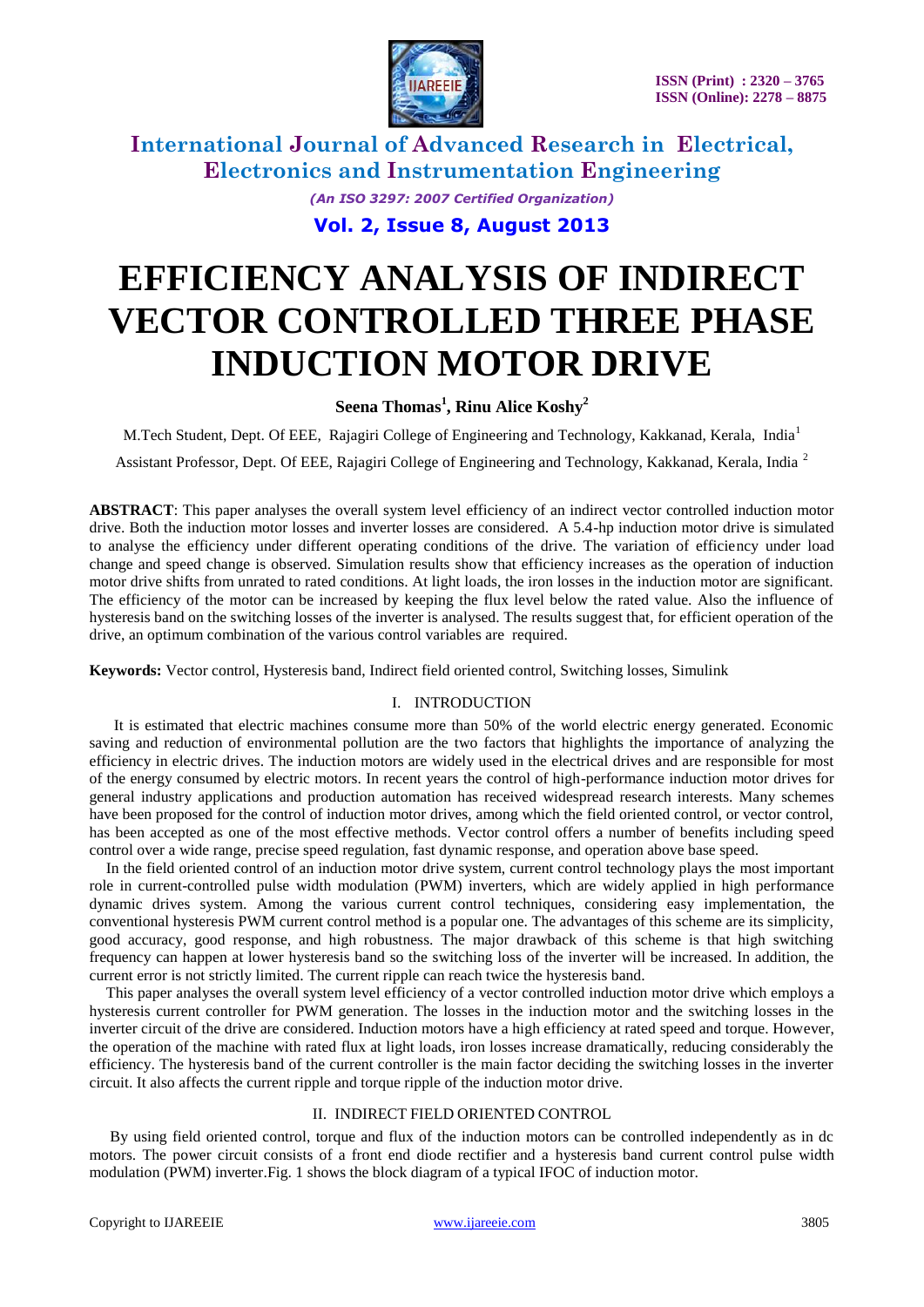# EFFICIENCY ANALYSIS OF INDIRECT VECTOR CONTROLLED THREE PHASE INDUCTION MOTOR DRIVE

**Seena Thomas[1], Rinu Alice Koshy[2]**

M.Tech Student, Dept. Of EEE, Rajagiri College of Engineering and Technology, Kakkanad, Kerala, India[1]

Assistant Professor, Dept. Of EEE, Rajagiri College of Engineering and Technology, Kakkanad, Kerala, India [2]

**ABSTRACT**: This paper analyses the overall system level efficiency of an indirect vector controlled induction motor drive. Both the induction motor losses and inverter losses are considered. A 5.4-hp induction motor drive is simulated to analyse the efficiency under different operating conditions of the drive. The variation of efficiency under load change and speed change is observed. Simulation results show that efficiency increases as the operation of induction motor drive shifts from unrated to rated conditions. At light loads, the iron losses in the induction motor are significant. The efficiency of the motor can be increased by keeping the flux level below the rated value. Also the influence of hysteresis band on the switching losses of the inverter is analysed. The results suggest that, for efficient operation of the drive, an optimum combination of the various control variables are required.

**Keywords:** Vector control, Hysteresis band, Indirect field oriented control, Switching losses, Simulink

## I. INTRODUCTION

It is estimated that electric machines consume more than 50% of the world electric energy generated. Economic saving and reduction of environmental pollution are the two factors that highlights the importance of analyzing the efficiency in electric drives. The induction motors are widely used in the electrical drives and are responsible for most of the energy consumed by electric motors. In recent years the control of high-performance induction motor drives for general industry applications and production automation has received widespread research interests. Many schemes have been proposed for the control of induction motor drives, among which the field oriented control, or vector control, has been accepted as one of the most effective methods. Vector control offers a number of benefits including speed control over a wide range, precise speed regulation, fast dynamic response, and operation above base speed.

In the field oriented control of an induction motor drive system, current control technology plays the most important role in current-controlled pulse width modulation (PWM) inverters, which are widely applied in high performance dynamic drives system. Among the various current control techniques, considering easy implementation, the conventional hysteresis PWM current control method is a popular one. The advantages of this scheme are its simplicity, good accuracy, good response, and high robustness. The major drawback of this scheme is that high switching frequency can happen at lower hysteresis band so the switching loss of the inverter will be increased. In addition, the current error is not strictly limited. The current ripple can reach twice the hysteresis band.

This paper analyses the overall system level efficiency of a vector controlled induction motor drive which employs a hysteresis current controller for PWM generation. The losses in the induction motor and the switching losses in the inverter circuit of the drive are considered. Induction motors have a high efficiency at rated speed and torque. However, the operation of the machine with rated flux at light loads, iron losses increase dramatically, reducing considerably the efficiency. The hysteresis band of the current controller is the main factor deciding the switching losses in the inverter circuit. It also affects the current ripple and torque ripple of the induction motor drive.

## II. INDIRECT FIELD ORIENTED CONTROL

By using field oriented control, torque and flux of the induction motors can be controlled independently as in dc motors. The power circuit consists of a front end diode rectifier and a hysteresis band current control pulse width modulation (PWM) inverter.Fig. 1 shows the block diagram of a typical IFOC of induction motor.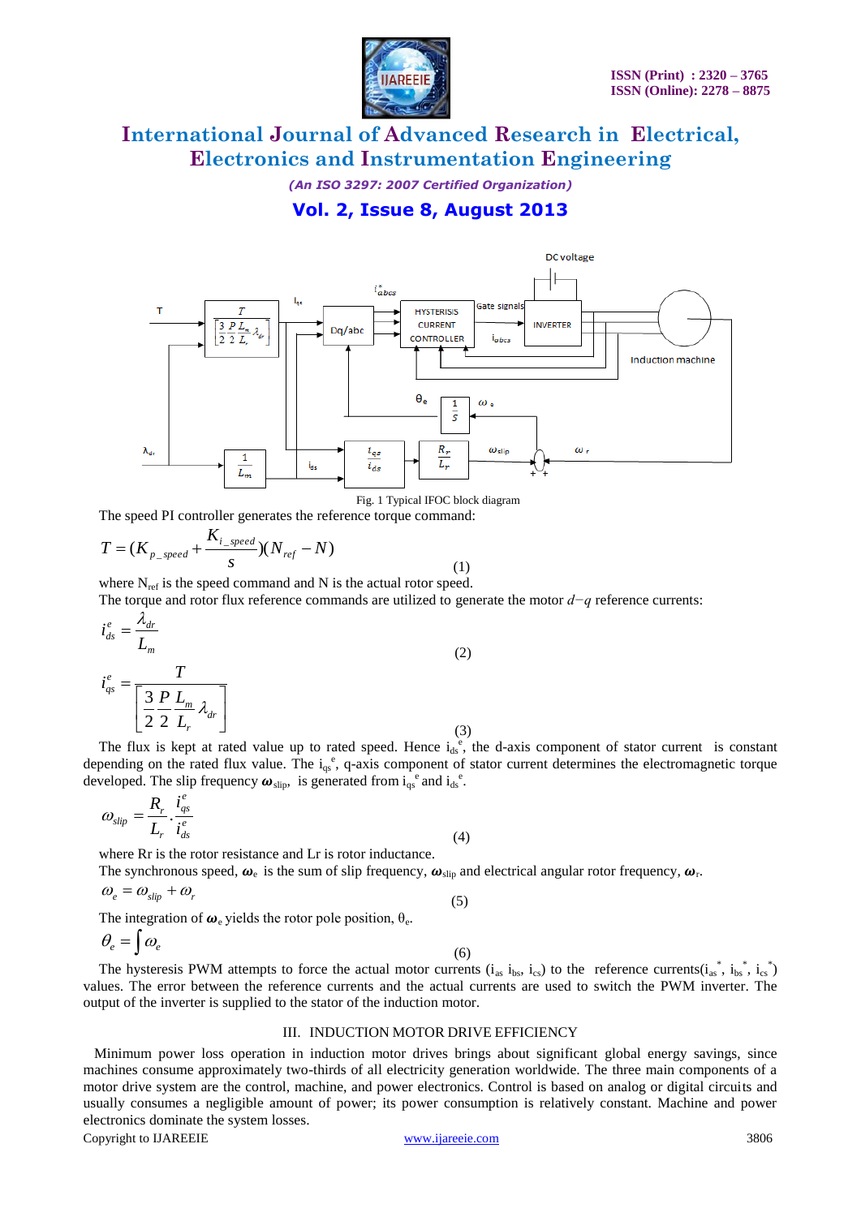Fig. 1 Typical IFOC block diagram

The speed PI controller generates the reference torque command:

$$T = (K_{p\_speed} + \frac{K_{i\_speed}}{s})(N_{ref} - N) \quad (1)$$

where $N_{ref}$ is the speed command and N is the actual rotor speed.

The torque and rotor flux reference commands are utilized to generate the motor $d-q$ reference currents:

$$i_{ds}^{e} = \frac{\lambda_{dr}}{L_m} \quad (2)$$

$$i_{qs}^{e} = \frac{T}{\left[\frac{3}{2}\frac{P}{2}\frac{L_m}{L_r}\lambda_{dr}\right]} \quad (3)$$

The flux is kept at rated value up to rated speed. Hence $i_{ds}^{e}$, the d-axis component of stator current is constant depending on the rated flux value. The $i_{qs}^{e}$, q-axis component of stator current determines the electromagnetic torque developed. The slip frequency $\omega_{slip}$, is generated from $i_{qs}^{e}$ and $i_{ds}^{e}$.

$$\omega_{slip} = \frac{R_r}{L_r} \cdot \frac{i_{qs}^{e}}{i_{ds}^{e}} \quad (4)$$

where Rr is the rotor resistance and Lr is rotor inductance.

The synchronous speed, $\omega_e$ is the sum of slip frequency, $\omega_{slip}$ and electrical angular rotor frequency, $\omega_r$.

$$\omega_e = \omega_{slip} + \omega_r \quad (5)$$

The integration of $\omega_e$ yields the rotor pole position, $\theta_e$.

$$\theta_e = \int \omega_e \quad (6)$$

The hysteresis PWM attempts to force the actual motor currents ($i_{as}$ $i_{bs}$, $i_{cs}$) to the reference currents($i_{as}^{*}$, $i_{bs}^{*}$, $i_{cs}^{*}$) values. The error between the reference currents and the actual currents are used to switch the PWM inverter. The output of the inverter is supplied to the stator of the induction motor.

## III. INDUCTION MOTOR DRIVE EFFICIENCY

Minimum power loss operation in induction motor drives brings about significant global energy savings, since machines consume approximately two-thirds of all electricity generation worldwide. The three main components of a motor drive system are the control, machine, and power electronics. Control is based on analog or digital circuits and usually consumes a negligible amount of power; its power consumption is relatively constant. Machine and power electronics dominate the system losses.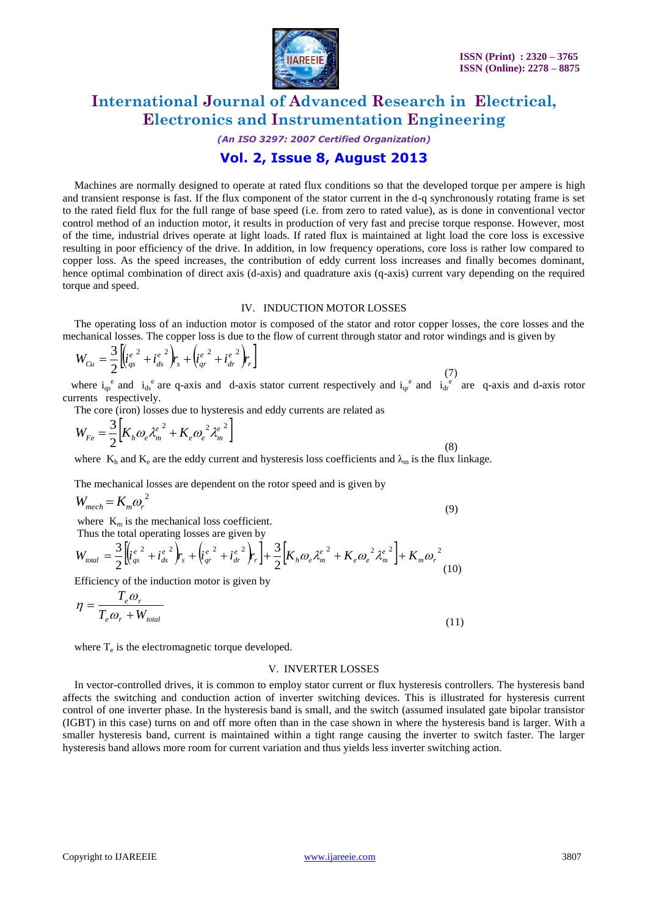Machines are normally designed to operate at rated flux conditions so that the developed torque per ampere is high and transient response is fast. If the flux component of the stator current in the d-q synchronously rotating frame is set to the rated field flux for the full range of base speed (i.e. from zero to rated value), as is done in conventional vector control method of an induction motor, it results in production of very fast and precise torque response. However, most of the time, industrial drives operate at light loads. If rated flux is maintained at light load the core loss is excessive resulting in poor efficiency of the drive. In addition, in low frequency operations, core loss is rather low compared to copper loss. As the speed increases, the contribution of eddy current loss increases and finally becomes dominant, hence optimal combination of direct axis (d-axis) and quadrature axis (q-axis) current vary depending on the required torque and speed.

## IV. INDUCTION MOTOR LOSSES

The operating loss of an induction motor is composed of the stator and rotor copper losses, the core losses and the mechanical losses. The copper loss is due to the flow of current through stator and rotor windings and is given by

$$W_{Cu} = \frac{3}{2}\left[\left(i_{qs}^{e\,2} + i_{ds}^{e\,2}\right)r_s + \left(i_{qr}^{e\,2} + i_{dr}^{e\,2}\right)r_r\right] \tag{7}$$

where $i_{qs}^{e}$ and $i_{ds}^{e}$ are q-axis and d-axis stator current respectively and $i_{qr}^{e}$ and $i_{dr}^{e}$ are q-axis and d-axis rotor currents respectively.

The core (iron) losses due to hysteresis and eddy currents are related as

$$W_{Fe} = \frac{3}{2}\left[K_h \omega_e \lambda_m^{e\,2} + K_e {\omega_e}^2 \lambda_m^{e\,2}\right] \tag{8}$$

where $K_h$ and $K_e$ are the eddy current and hysteresis loss coefficients and $\lambda_m$ is the flux linkage.

The mechanical losses are dependent on the rotor speed and is given by

$$W_{mech} = K_m {\omega_r}^2 \tag{9}$$

where $K_m$ is the mechanical loss coefficient.

Thus the total operating losses are given by

$$W_{total} = \frac{3}{2}\left[\left(i_{qs}^{e\,2} + i_{ds}^{e\,2}\right)r_s + \left(i_{qr}^{e\,2} + i_{dr}^{e\,2}\right)r_r\right] + \frac{3}{2}\left[K_h \omega_e \lambda_m^{e\,2} + K_e {\omega_e}^2 \lambda_m^{e\,2}\right] + K_m {\omega_r}^2 \tag{10}$$

Efficiency of the induction motor is given by

$$\eta = \frac{T_e \omega_r}{T_e \omega_r + W_{total}} \tag{11}$$

where $T_e$ is the electromagnetic torque developed.

## V. INVERTER LOSSES

In vector-controlled drives, it is common to employ stator current or flux hysteresis controllers. The hysteresis band affects the switching and conduction action of inverter switching devices. This is illustrated for hysteresis current control of one inverter phase. In the hysteresis band is small, and the switch (assumed insulated gate bipolar transistor (IGBT) in this case) turns on and off more often than in the case shown in where the hysteresis band is larger. With a smaller hysteresis band, current is maintained within a tight range causing the inverter to switch faster. The larger hysteresis band allows more room for current variation and thus yields less inverter switching action.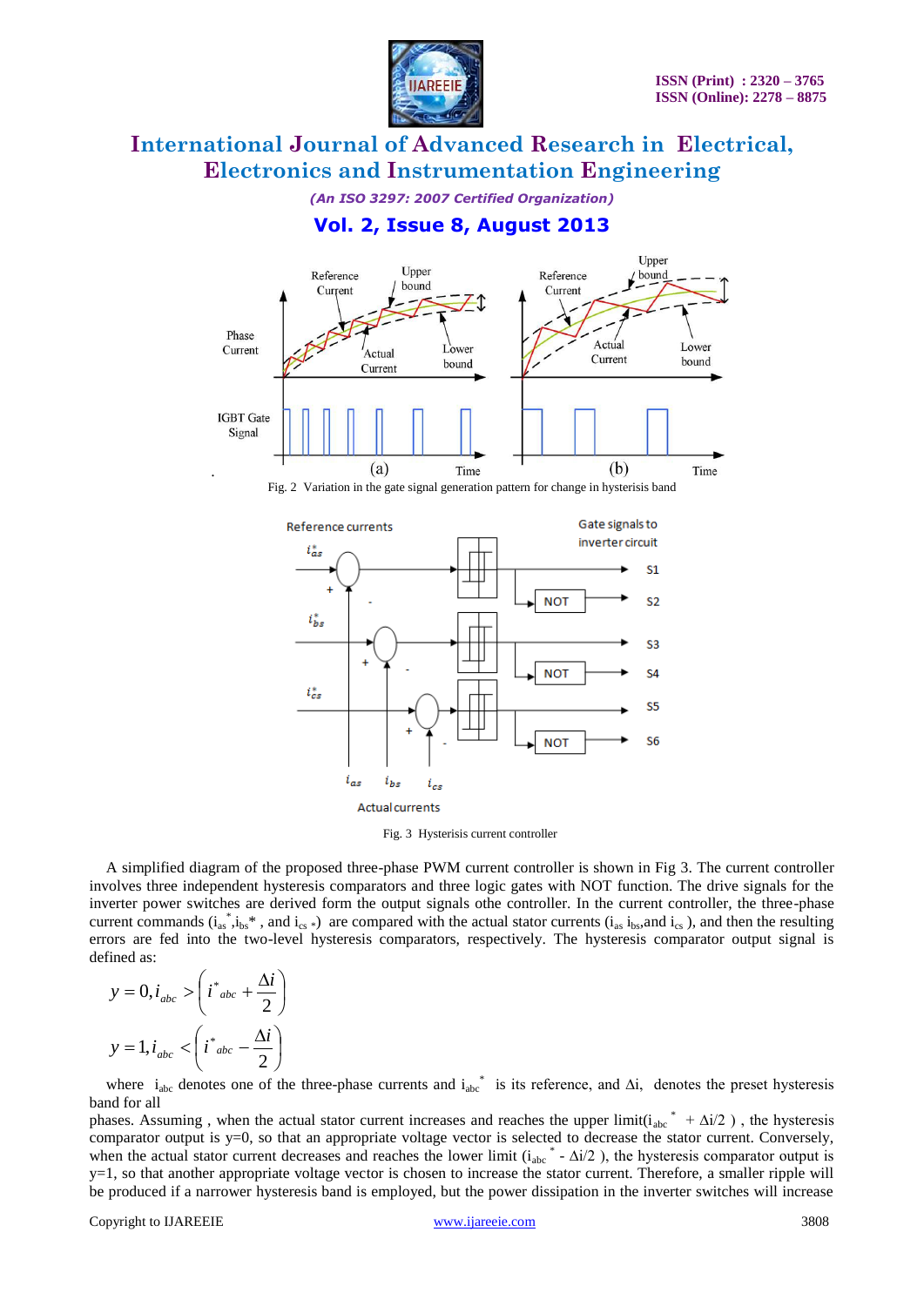Fig. 2 Variation in the gate signal generation pattern for change in hysterisis band

Fig. 3 Hysterisis current controller

A simplified diagram of the proposed three-phase PWM current controller is shown in Fig 3. The current controller involves three independent hysteresis comparators and three logic gates with NOT function. The drive signals for the inverter power switches are derived form the output signals othe controller. In the current controller, the three-phase current commands ($i_{as}^*$,$i_{bs}$*, and $i_{cs}$ *) are compared with the actual stator currents ($i_{as}$ $i_{bs}$,and $i_{cs}$ ), and then the resulting errors are fed into the two-level hysteresis comparators, respectively. The hysteresis comparator output signal is defined as:

$$y = 0, i_{abc} > \left( i^*_{abc} + \frac{\Delta i}{2} \right)$$

$$y = 1, i_{abc} < \left( i^*_{abc} - \frac{\Delta i}{2} \right)$$

where $i_{abc}$ denotes one of the three-phase currents and $i_{abc}^*$ is its reference, and $\Delta i$, denotes the preset hysteresis band for all phases. Assuming , when the actual stator current increases and reaches the upper limit($i_{abc}^*$ + $\Delta i/2$ ) , the hysteresis comparator output is y=0, so that an appropriate voltage vector is selected to decrease the stator current. Conversely, when the actual stator current decreases and reaches the lower limit ($i_{abc}^*$ - $\Delta i/2$ ), the hysteresis comparator output is y=1, so that another appropriate voltage vector is chosen to increase the stator current. Therefore, a smaller ripple will be produced if a narrower hysteresis band is employed, but the power dissipation in the inverter switches will increase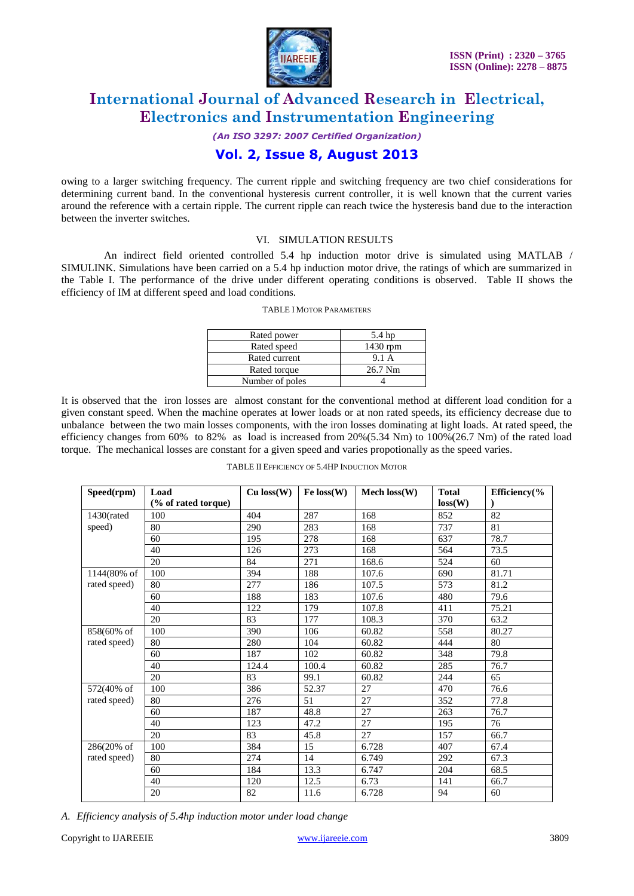owing to a larger switching frequency. The current ripple and switching frequency are two chief considerations for determining current band. In the conventional hysteresis current controller, it is well known that the current varies around the reference with a certain ripple. The current ripple can reach twice the hysteresis band due to the interaction between the inverter switches.

## VI. SIMULATION RESULTS

An indirect field oriented controlled 5.4 hp induction motor drive is simulated using MATLAB / SIMULINK. Simulations have been carried on a 5.4 hp induction motor drive, the ratings of which are summarized in the Table I. The performance of the drive under different operating conditions is observed. Table II shows the efficiency of IM at different speed and load conditions.

TABLE I MOTOR PARAMETERS

| Parameter | Value |
|---|---|
| Rated power | 5.4 hp |
| Rated speed | 1430 rpm |
| Rated current | 9.1 A |
| Rated torque | 26.7 Nm |
| Number of poles | 4 |

It is observed that the iron losses are almost constant for the conventional method at different load condition for a given constant speed. When the machine operates at lower loads or at non rated speeds, its efficiency decrease due to unbalance between the two main losses components, with the iron losses dominating at light loads. At rated speed, the efficiency changes from 60% to 82% as load is increased from 20%(5.34 Nm) to 100%(26.7 Nm) of the rated load torque. The mechanical losses are constant for a given speed and varies propotionally as the speed varies.

TABLE II EFFICIENCY OF 5.4HP INDUCTION MOTOR

| Speed(rpm) | Load (% of rated torque) | Cu loss(W) | Fe loss(W) | Mech loss(W) | Total loss(W) | Efficiency(%) |
|---|---|---|---|---|---|---|
| 1430(rated speed) | 100 | 404 | 287 | 168 | 852 | 82 |
| | 80 | 290 | 283 | 168 | 737 | 81 |
| | 60 | 195 | 278 | 168 | 637 | 78.7 |
| | 40 | 126 | 273 | 168 | 564 | 73.5 |
| | 20 | 84 | 271 | 168.6 | 524 | 60 |
| 1144(80% of rated speed) | 100 | 394 | 188 | 107.6 | 690 | 81.71 |
| | 80 | 277 | 186 | 107.5 | 573 | 81.2 |
| | 60 | 188 | 183 | 107.6 | 480 | 79.6 |
| | 40 | 122 | 179 | 107.8 | 411 | 75.21 |
| | 20 | 83 | 177 | 108.3 | 370 | 63.2 |
| 858(60% of rated speed) | 100 | 390 | 106 | 60.82 | 558 | 80.27 |
| | 80 | 280 | 104 | 60.82 | 444 | 80 |
| | 60 | 187 | 102 | 60.82 | 348 | 79.8 |
| | 40 | 124.4 | 100.4 | 60.82 | 285 | 76.7 |
| | 20 | 83 | 99.1 | 60.82 | 244 | 65 |
| 572(40% of rated speed) | 100 | 386 | 52.37 | 27 | 470 | 76.6 |
| | 80 | 276 | 51 | 27 | 352 | 77.8 |
| | 60 | 187 | 48.8 | 27 | 263 | 76.7 |
| | 40 | 123 | 47.2 | 27 | 195 | 76 |
| | 20 | 83 | 45.8 | 27 | 157 | 66.7 |
| 286(20% of rated speed) | 100 | 384 | 15 | 6.728 | 407 | 67.4 |
| | 80 | 274 | 14 | 6.749 | 292 | 67.3 |
| | 60 | 184 | 13.3 | 6.747 | 204 | 68.5 |
| | 40 | 120 | 12.5 | 6.73 | 141 | 66.7 |
| | 20 | 82 | 11.6 | 6.728 | 94 | 60 |

### *A. Efficiency analysis of 5.4hp induction motor under load change*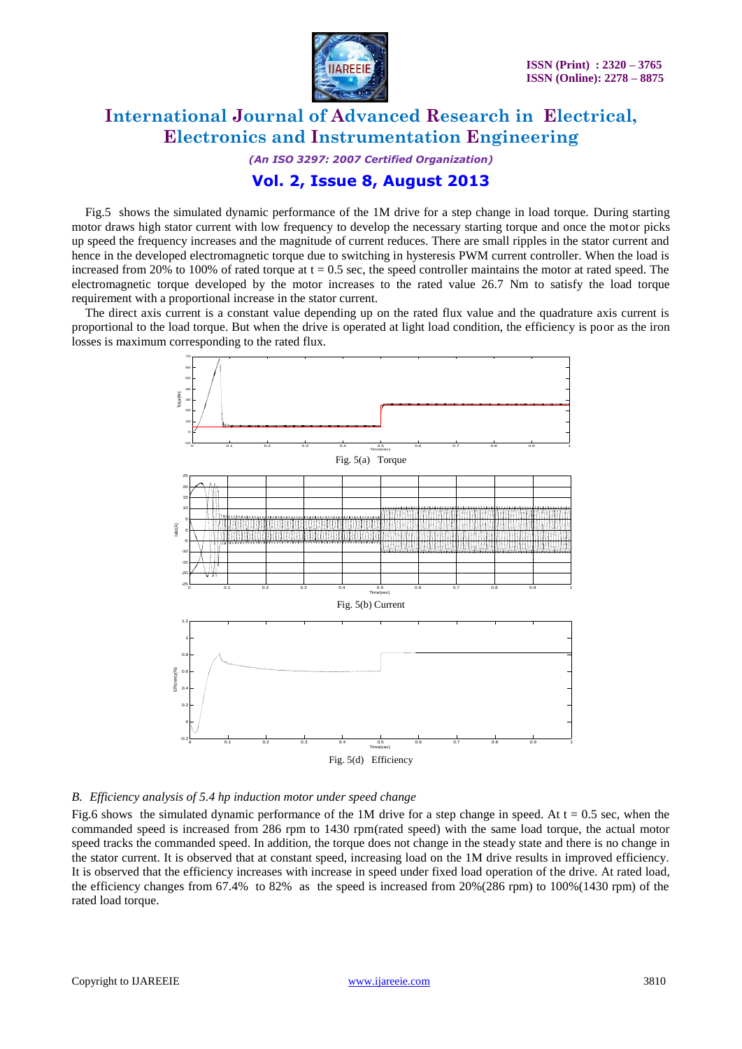Fig.5 shows the simulated dynamic performance of the 1M drive for a step change in load torque. During starting motor draws high stator current with low frequency to develop the necessary starting torque and once the motor picks up speed the frequency increases and the magnitude of current reduces. There are small ripples in the stator current and hence in the developed electromagnetic torque due to switching in hysteresis PWM current controller. When the load is increased from 20% to 100% of rated torque at t = 0.5 sec, the speed controller maintains the motor at rated speed. The electromagnetic torque developed by the motor increases to the rated value 26.7 Nm to satisfy the load torque requirement with a proportional increase in the stator current.

The direct axis current is a constant value depending up on the rated flux value and the quadrature axis current is proportional to the load torque. But when the drive is operated at light load condition, the efficiency is poor as the iron losses is maximum corresponding to the rated flux.

Fig. 5(a) Torque

Fig. 5(b) Current

Fig. 5(d) Efficiency

### *B. Efficiency analysis of 5.4 hp induction motor under speed change*

Fig.6 shows the simulated dynamic performance of the 1M drive for a step change in speed. At t = 0.5 sec, when the commanded speed is increased from 286 rpm to 1430 rpm(rated speed) with the same load torque, the actual motor speed tracks the commanded speed. In addition, the torque does not change in the steady state and there is no change in the stator current. It is observed that at constant speed, increasing load on the 1M drive results in improved efficiency. It is observed that the efficiency increases with increase in speed under fixed load operation of the drive. At rated load, the efficiency changes from 67.4% to 82% as the speed is increased from 20%(286 rpm) to 100%(1430 rpm) of the rated load torque.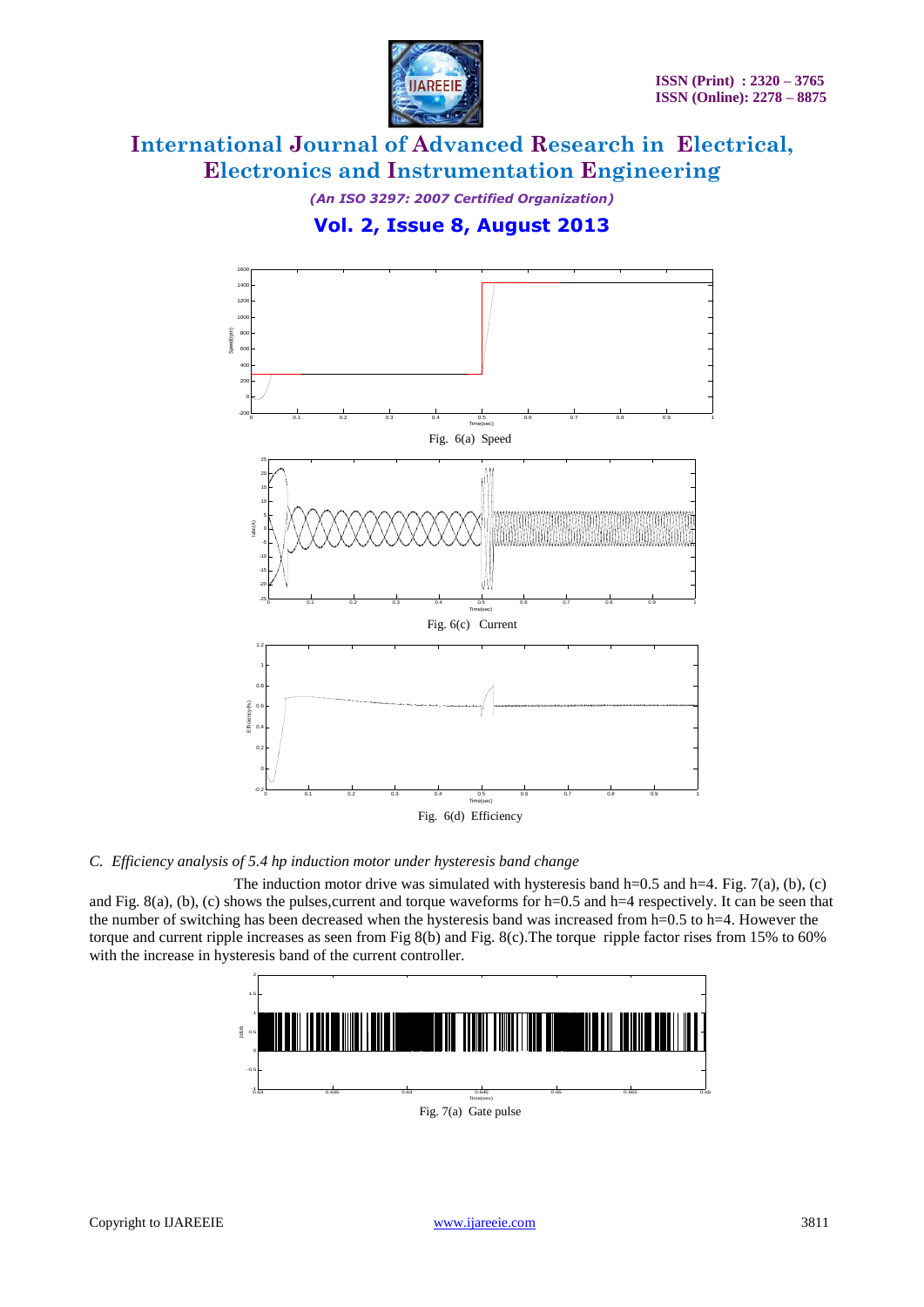Fig. 6(a) Speed

Fig. 6(c) Current

Fig. 6(d) Efficiency

### *C. Efficiency analysis of 5.4 hp induction motor under hysteresis band change*

The induction motor drive was simulated with hysteresis band h=0.5 and h=4. Fig. 7(a), (b), (c) and Fig. 8(a), (b), (c) shows the pulses,current and torque waveforms for h=0.5 and h=4 respectively. It can be seen that the number of switching has been decreased when the hysteresis band was increased from h=0.5 to h=4. However the torque and current ripple increases as seen from Fig 8(b) and Fig. 8(c).The torque ripple factor rises from 15% to 60% with the increase in hysteresis band of the current controller.

Fig. 7(a) Gate pulse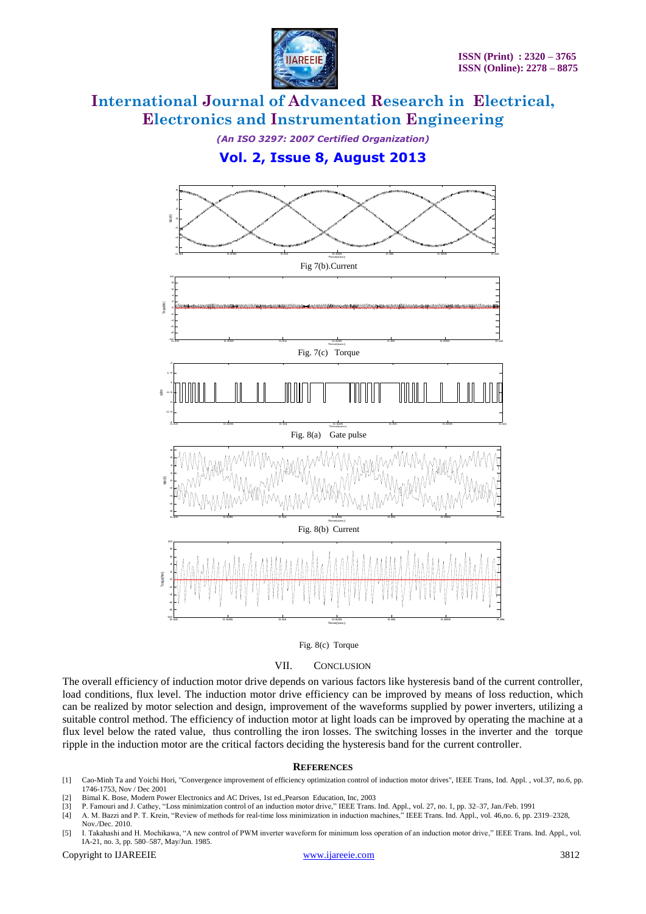Fig 7(b).Current

Fig. 7(c) Torque

Fig. 8(a) Gate pulse

Fig. 8(b) Current

Fig. 8(c) Torque

## VII. CONCLUSION

The overall efficiency of induction motor drive depends on various factors like hysteresis band of the current controller, load conditions, flux level. The induction motor drive efficiency can be improved by means of loss reduction, which can be realized by motor selection and design, improvement of the waveforms supplied by power inverters, utilizing a suitable control method. The efficiency of induction motor at light loads can be improved by operating the machine at a flux level below the rated value, thus controlling the iron losses. The switching losses in the inverter and the torque ripple in the induction motor are the critical factors deciding the hysteresis band for the current controller.

## REFERENCES

[1] Cao-Minh Ta and Yoichi Hori, "Convergence improvement of efficiency optimization control of induction motor drives", IEEE Trans, Ind. Appl. , vol.37, no.6, pp. 1746-1753, Nov / Dec 2001

[2] Bimal K. Bose, Modern Power Electronics and AC Drives, 1st ed.,Pearson Education, Inc, 2003

[3] P. Famouri and J. Cathey, "Loss minimization control of an induction motor drive," IEEE Trans. Ind. Appl., vol. 27, no. 1, pp. 32–37, Jan./Feb. 1991

[4] A. M. Bazzi and P. T. Krein, "Review of methods for real-time loss minimization in induction machines," IEEE Trans. Ind. Appl., vol. 46,no. 6, pp. 2319–2328, Nov./Dec. 2010.

[5] I. Takahashi and H. Mochikawa, "A new control of PWM inverter waveform for minimum loss operation of an induction motor drive," IEEE Trans. Ind. Appl., vol. IA-21, no. 3, pp. 580–587, May/Jun. 1985.